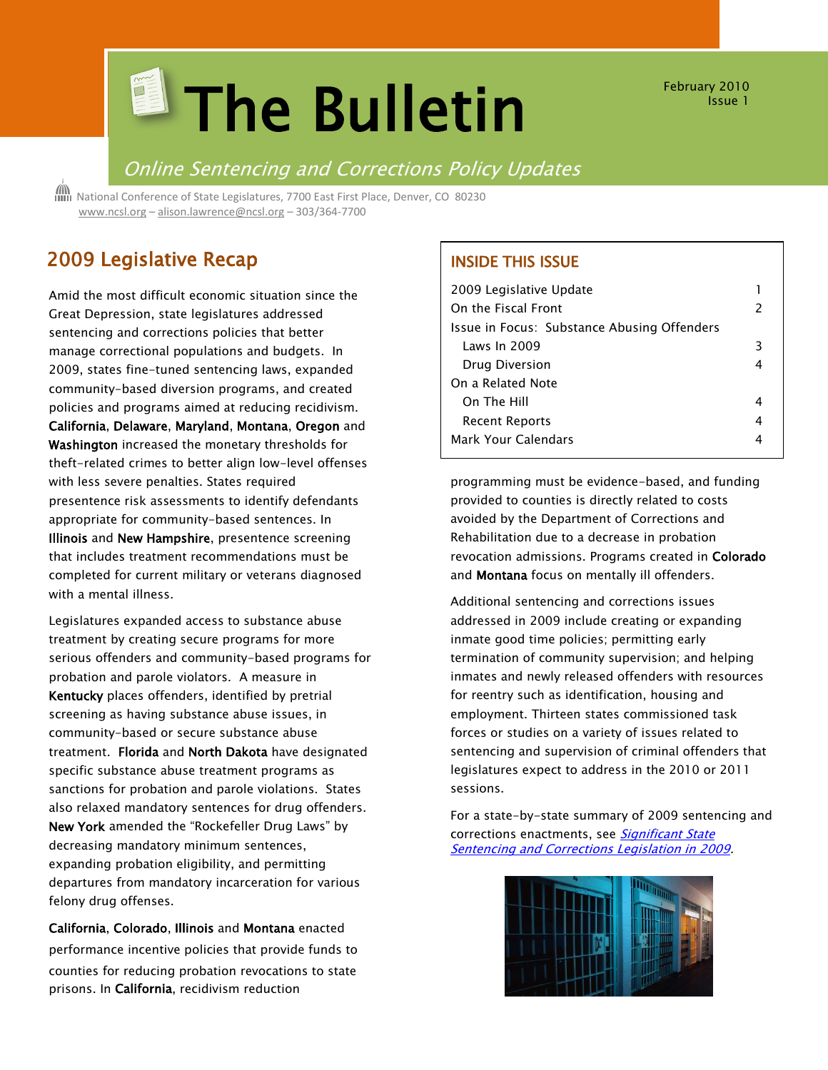# The Bulletin

February 2010
Issue 1

*Online Sentencing and Corrections Policy Updates*

National Conference of State Legislatures, 7700 East First Place, Denver, CO 80230
www.ncsl.org – alison.lawrence@ncsl.org – 303/364-7700

## INSIDE THIS ISSUE

| | |
|---|---|
| 2009 Legislative Update | 1 |
| On the Fiscal Front | 2 |
| Issue in Focus: Substance Abusing Offenders | |
| Laws In 2009 | 3 |
| Drug Diversion | 4 |
| On a Related Note | |
| On The Hill | 4 |
| Recent Reports | 4 |
| Mark Your Calendars | 4 |

## 2009 Legislative Recap

Amid the most difficult economic situation since the Great Depression, state legislatures addressed sentencing and corrections policies that better manage correctional populations and budgets. In 2009, states fine-tuned sentencing laws, expanded community-based diversion programs, and created policies and programs aimed at reducing recidivism. **California**, **Delaware**, **Maryland**, **Montana**, **Oregon** and **Washington** increased the monetary thresholds for theft-related crimes to better align low-level offenses with less severe penalties. States required presentence risk assessments to identify defendants appropriate for community-based sentences. In **Illinois** and **New Hampshire**, presentence screening that includes treatment recommendations must be completed for current military or veterans diagnosed with a mental illness.

Legislatures expanded access to substance abuse treatment by creating secure programs for more serious offenders and community-based programs for probation and parole violators. A measure in **Kentucky** places offenders, identified by pretrial screening as having substance abuse issues, in community-based or secure substance abuse treatment. **Florida** and **North Dakota** have designated specific substance abuse treatment programs as sanctions for probation and parole violations. States also relaxed mandatory sentences for drug offenders. **New York** amended the "Rockefeller Drug Laws" by decreasing mandatory minimum sentences, expanding probation eligibility, and permitting departures from mandatory incarceration for various felony drug offenses.

**California**, **Colorado**, **Illinois** and **Montana** enacted performance incentive policies that provide funds to counties for reducing probation revocations to state prisons. In **California**, recidivism reduction programming must be evidence-based, and funding provided to counties is directly related to costs avoided by the Department of Corrections and Rehabilitation due to a decrease in probation revocation admissions. Programs created in **Colorado** and **Montana** focus on mentally ill offenders.

Additional sentencing and corrections issues addressed in 2009 include creating or expanding inmate good time policies; permitting early termination of community supervision; and helping inmates and newly released offenders with resources for reentry such as identification, housing and employment. Thirteen states commissioned task forces or studies on a variety of issues related to sentencing and supervision of criminal offenders that legislatures expect to address in the 2010 or 2011 sessions.

For a state-by-state summary of 2009 sentencing and corrections enactments, see *Significant State Sentencing and Corrections Legislation in 2009*.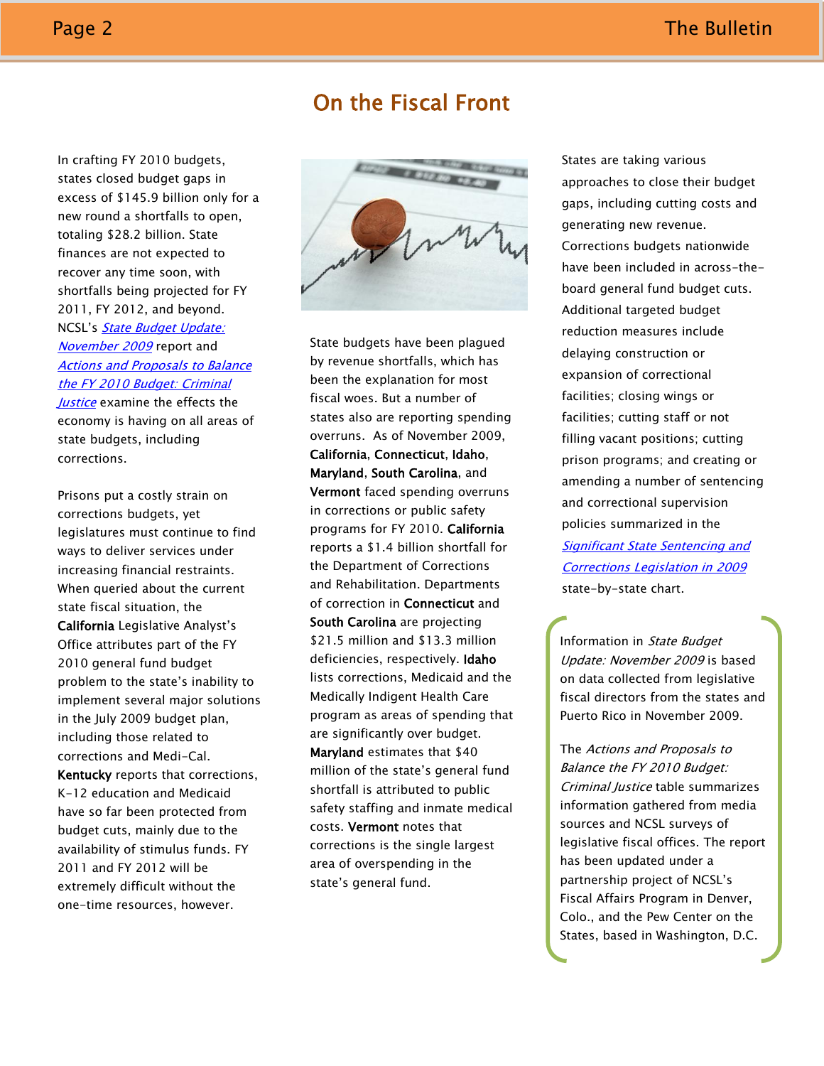# On the Fiscal Front

In crafting FY 2010 budgets, states closed budget gaps in excess of $145.9 billion only for a new round a shortfalls to open, totaling $28.2 billion. State finances are not expected to recover any time soon, with shortfalls being projected for FY 2011, FY 2012, and beyond. NCSL's *State Budget Update: November 2009* report and *Actions and Proposals to Balance the FY 2010 Budget: Criminal Justice* examine the effects the economy is having on all areas of state budgets, including corrections.

Prisons put a costly strain on corrections budgets, yet legislatures must continue to find ways to deliver services under increasing financial restraints. When queried about the current state fiscal situation, the **California** Legislative Analyst's Office attributes part of the FY 2010 general fund budget problem to the state's inability to implement several major solutions in the July 2009 budget plan, including those related to corrections and Medi-Cal. **Kentucky** reports that corrections, K-12 education and Medicaid have so far been protected from budget cuts, mainly due to the availability of stimulus funds. FY 2011 and FY 2012 will be extremely difficult without the one-time resources, however.

State budgets have been plagued by revenue shortfalls, which has been the explanation for most fiscal woes. But a number of states also are reporting spending overruns. As of November 2009, **California**, **Connecticut**, **Idaho**, **Maryland**, **South Carolina**, and **Vermont** faced spending overruns in corrections or public safety programs for FY 2010. **California** reports a $1.4 billion shortfall for the Department of Corrections and Rehabilitation. Departments of correction in **Connecticut** and **South Carolina** are projecting $21.5 million and $13.3 million deficiencies, respectively. **Idaho** lists corrections, Medicaid and the Medically Indigent Health Care program as areas of spending that are significantly over budget. **Maryland** estimates that $40 million of the state's general fund shortfall is attributed to public safety staffing and inmate medical costs. **Vermont** notes that corrections is the single largest area of overspending in the state's general fund.

States are taking various approaches to close their budget gaps, including cutting costs and generating new revenue. Corrections budgets nationwide have been included in across-the-board general fund budget cuts. Additional targeted budget reduction measures include delaying construction or expansion of correctional facilities; closing wings or facilities; cutting staff or not filling vacant positions; cutting prison programs; and creating or amending a number of sentencing and correctional supervision policies summarized in the *Significant State Sentencing and Corrections Legislation in 2009* state-by-state chart.

Information in *State Budget Update: November 2009* is based on data collected from legislative fiscal directors from the states and Puerto Rico in November 2009.

The *Actions and Proposals to Balance the FY 2010 Budget: Criminal Justice* table summarizes information gathered from media sources and NCSL surveys of legislative fiscal offices. The report has been updated under a partnership project of NCSL's Fiscal Affairs Program in Denver, Colo., and the Pew Center on the States, based in Washington, D.C.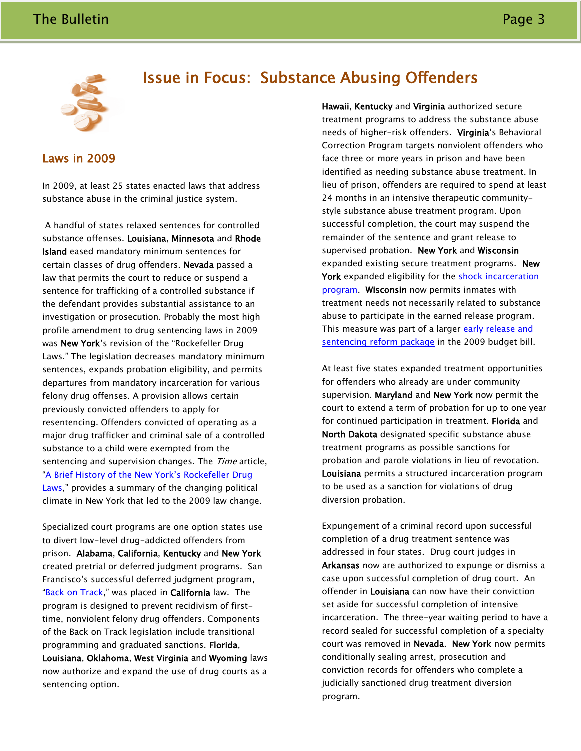# Issue in Focus: Substance Abusing Offenders

## Laws in 2009

In 2009, at least 25 states enacted laws that address substance abuse in the criminal justice system.

A handful of states relaxed sentences for controlled substance offenses. **Louisiana**, **Minnesota** and **Rhode Island** eased mandatory minimum sentences for certain classes of drug offenders. **Nevada** passed a law that permits the court to reduce or suspend a sentence for trafficking of a controlled substance if the defendant provides substantial assistance to an investigation or prosecution. Probably the most high profile amendment to drug sentencing laws in 2009 was **New York**'s revision of the "Rockefeller Drug Laws." The legislation decreases mandatory minimum sentences, expands probation eligibility, and permits departures from mandatory incarceration for various felony drug offenses. A provision allows certain previously convicted offenders to apply for resentencing. Offenders convicted of operating as a major drug trafficker and criminal sale of a controlled substance to a child were exempted from the sentencing and supervision changes. The *Time* article, "A Brief History of the New York's Rockefeller Drug Laws," provides a summary of the changing political climate in New York that led to the 2009 law change.

Specialized court programs are one option states use to divert low-level drug-addicted offenders from prison. **Alabama**, **California**, **Kentucky** and **New York** created pretrial or deferred judgment programs. San Francisco's successful deferred judgment program, "Back on Track," was placed in **California** law. The program is designed to prevent recidivism of first-time, nonviolent felony drug offenders. Components of the Back on Track legislation include transitional programming and graduated sanctions. **Florida**, **Louisiana**, **Oklahoma**, **West Virginia** and **Wyoming** laws now authorize and expand the use of drug courts as a sentencing option.

**Hawaii**, **Kentucky** and **Virginia** authorized secure treatment programs to address the substance abuse needs of higher-risk offenders. **Virginia**'s Behavioral Correction Program targets nonviolent offenders who face three or more years in prison and have been identified as needing substance abuse treatment. In lieu of prison, offenders are required to spend at least 24 months in an intensive therapeutic community-style substance abuse treatment program. Upon successful completion, the court may suspend the remainder of the sentence and grant release to supervised probation. **New York** and **Wisconsin** expanded existing secure treatment programs. **New York** expanded eligibility for the shock incarceration program. **Wisconsin** now permits inmates with treatment needs not necessarily related to substance abuse to participate in the earned release program. This measure was part of a larger early release and sentencing reform package in the 2009 budget bill.

At least five states expanded treatment opportunities for offenders who already are under community supervision. **Maryland** and **New York** now permit the court to extend a term of probation for up to one year for continued participation in treatment. **Florida** and **North Dakota** designated specific substance abuse treatment programs as possible sanctions for probation and parole violations in lieu of revocation. **Louisiana** permits a structured incarceration program to be used as a sanction for violations of drug diversion probation.

Expungement of a criminal record upon successful completion of a drug treatment sentence was addressed in four states. Drug court judges in **Arkansas** now are authorized to expunge or dismiss a case upon successful completion of drug court. An offender in **Louisiana** can now have their conviction set aside for successful completion of intensive incarceration. The three-year waiting period to have a record sealed for successful completion of a specialty court was removed in **Nevada**. **New York** now permits conditionally sealing arrest, prosecution and conviction records for offenders who complete a judicially sanctioned drug treatment diversion program.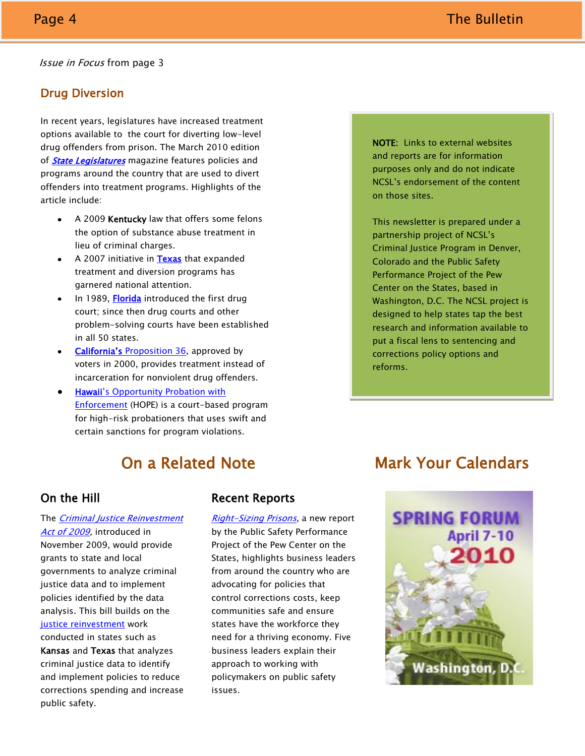*Issue in Focus* from page 3

## Drug Diversion

In recent years, legislatures have increased treatment options available to the court for diverting low-level drug offenders from prison. The March 2010 edition of ***State Legislatures*** magazine features policies and programs around the country that are used to divert offenders into treatment programs. Highlights of the article include:

- A 2009 **Kentucky** law that offers some felons the option of substance abuse treatment in lieu of criminal charges.
- A 2007 initiative in **Texas** that expanded treatment and diversion programs has garnered national attention.
- In 1989, **Florida** introduced the first drug court; since then drug courts and other problem-solving courts have been established in all 50 states.
- **California's** Proposition 36, approved by voters in 2000, provides treatment instead of incarceration for nonviolent drug offenders.
- **Hawaii**'s Opportunity Probation with Enforcement (HOPE) is a court-based program for high-risk probationers that uses swift and certain sanctions for program violations.

**NOTE:** Links to external websites and reports are for information purposes only and do not indicate NCSL's endorsement of the content on those sites.

This newsletter is prepared under a partnership project of NCSL's Criminal Justice Program in Denver, Colorado and the Public Safety Performance Project of the Pew Center on the States, based in Washington, D.C. The NCSL project is designed to help states tap the best research and information available to put a fiscal lens to sentencing and corrections policy options and reforms.

## On a Related Note

### On the Hill

The *Criminal Justice Reinvestment Act of 2009*, introduced in November 2009, would provide grants to state and local governments to analyze criminal justice data and to implement policies identified by the data analysis. This bill builds on the justice reinvestment work conducted in states such as **Kansas** and **Texas** that analyzes criminal justice data to identify and implement policies to reduce corrections spending and increase public safety.

### Recent Reports

*Right-Sizing Prisons*, a new report by the Public Safety Performance Project of the Pew Center on the States, highlights business leaders from around the country who are advocating for policies that control corrections costs, keep communities safe and ensure states have the workforce they need for a thriving economy. Five business leaders explain their approach to working with policymakers on public safety issues.

## Mark Your Calendars

SPRING FORUM
April 7-10
2010
Washington, D.C.